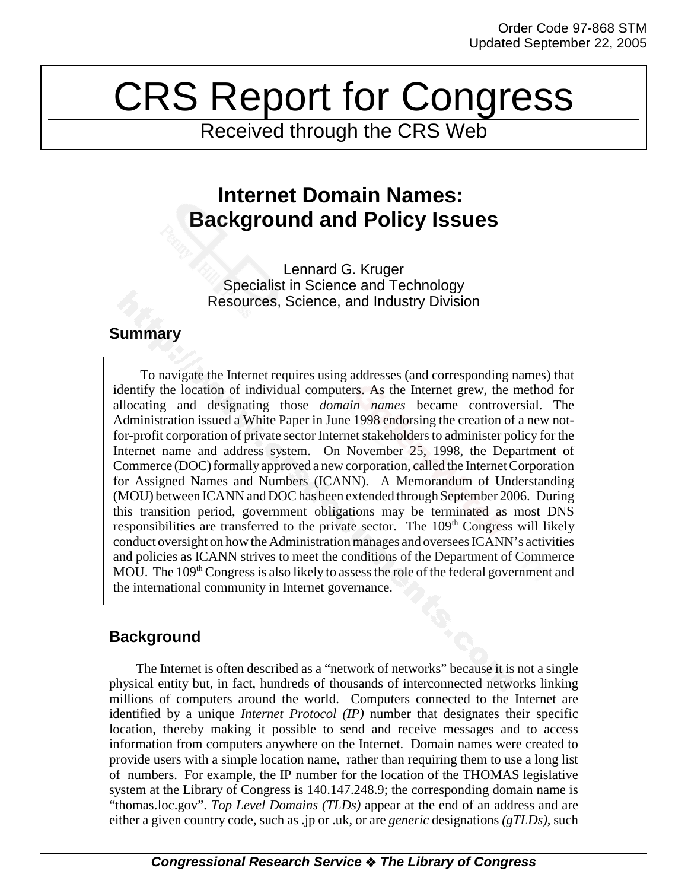Order Code 97-868 STM
Updated September 22, 2005

# CRS Report for Congress

Received through the CRS Web

## Internet Domain Names: Background and Policy Issues

Lennard G. Kruger
Specialist in Science and Technology
Resources, Science, and Industry Division

### Summary

To navigate the Internet requires using addresses (and corresponding names) that identify the location of individual computers. As the Internet grew, the method for allocating and designating those *domain names* became controversial. The Administration issued a White Paper in June 1998 endorsing the creation of a new not-for-profit corporation of private sector Internet stakeholders to administer policy for the Internet name and address system. On November 25, 1998, the Department of Commerce (DOC) formally approved a new corporation, called the Internet Corporation for Assigned Names and Numbers (ICANN). A Memorandum of Understanding (MOU) between ICANN and DOC has been extended through September 2006. During this transition period, government obligations may be terminated as most DNS responsibilities are transferred to the private sector. The 109th Congress will likely conduct oversight on how the Administration manages and oversees ICANN's activities and policies as ICANN strives to meet the conditions of the Department of Commerce MOU. The 109th Congress is also likely to assess the role of the federal government and the international community in Internet governance.

### Background

The Internet is often described as a "network of networks" because it is not a single physical entity but, in fact, hundreds of thousands of interconnected networks linking millions of computers around the world. Computers connected to the Internet are identified by a unique *Internet Protocol (IP)* number that designates their specific location, thereby making it possible to send and receive messages and to access information from computers anywhere on the Internet. Domain names were created to provide users with a simple location name, rather than requiring them to use a long list of numbers. For example, the IP number for the location of the THOMAS legislative system at the Library of Congress is 140.147.248.9; the corresponding domain name is "thomas.loc.gov". *Top Level Domains (TLDs)* appear at the end of an address and are either a given country code, such as .jp or .uk, or are *generic* designations *(gTLDs)*, such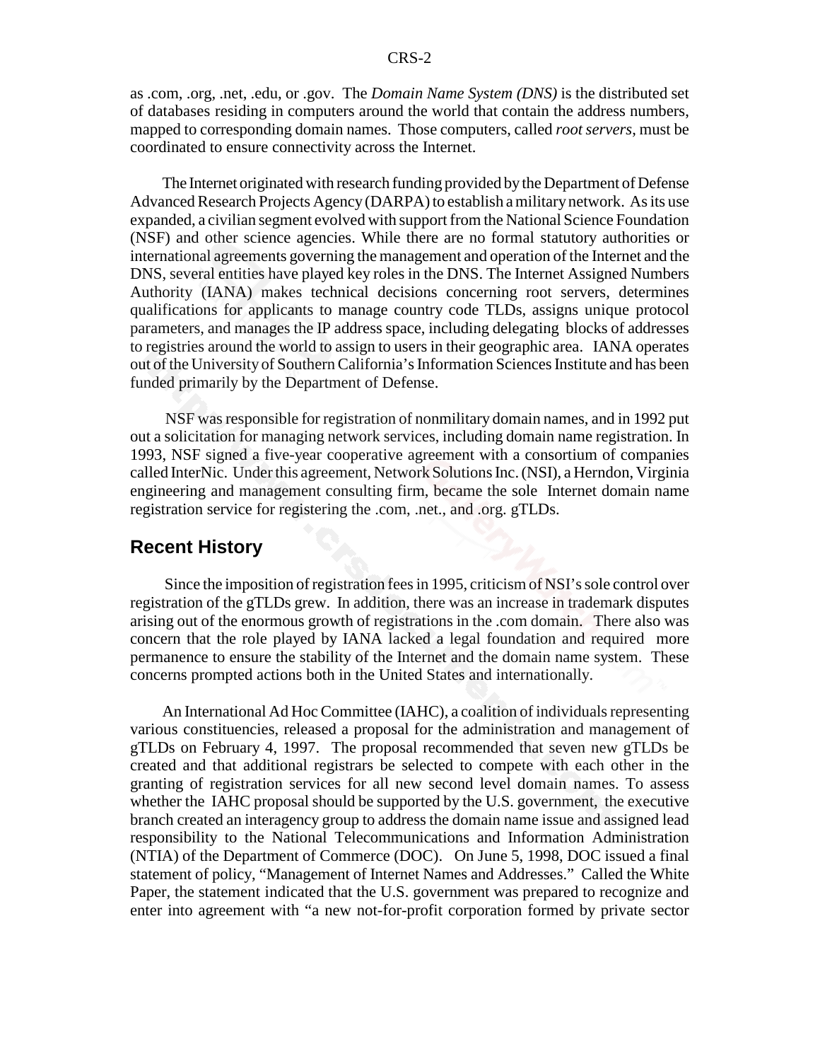as .com, .org, .net, .edu, or .gov. The *Domain Name System (DNS)* is the distributed set of databases residing in computers around the world that contain the address numbers, mapped to corresponding domain names. Those computers, called *root servers*, must be coordinated to ensure connectivity across the Internet.

The Internet originated with research funding provided by the Department of Defense Advanced Research Projects Agency (DARPA) to establish a military network. As its use expanded, a civilian segment evolved with support from the National Science Foundation (NSF) and other science agencies. While there are no formal statutory authorities or international agreements governing the management and operation of the Internet and the DNS, several entities have played key roles in the DNS. The Internet Assigned Numbers Authority (IANA) makes technical decisions concerning root servers, determines qualifications for applicants to manage country code TLDs, assigns unique protocol parameters, and manages the IP address space, including delegating blocks of addresses to registries around the world to assign to users in their geographic area. IANA operates out of the University of Southern California's Information Sciences Institute and has been funded primarily by the Department of Defense.

NSF was responsible for registration of nonmilitary domain names, and in 1992 put out a solicitation for managing network services, including domain name registration. In 1993, NSF signed a five-year cooperative agreement with a consortium of companies called InterNic. Under this agreement, Network Solutions Inc. (NSI), a Herndon, Virginia engineering and management consulting firm, became the sole Internet domain name registration service for registering the .com, .net., and .org. gTLDs.

## Recent History

Since the imposition of registration fees in 1995, criticism of NSI's sole control over registration of the gTLDs grew. In addition, there was an increase in trademark disputes arising out of the enormous growth of registrations in the .com domain. There also was concern that the role played by IANA lacked a legal foundation and required more permanence to ensure the stability of the Internet and the domain name system. These concerns prompted actions both in the United States and internationally.

An International Ad Hoc Committee (IAHC), a coalition of individuals representing various constituencies, released a proposal for the administration and management of gTLDs on February 4, 1997. The proposal recommended that seven new gTLDs be created and that additional registrars be selected to compete with each other in the granting of registration services for all new second level domain names. To assess whether the IAHC proposal should be supported by the U.S. government, the executive branch created an interagency group to address the domain name issue and assigned lead responsibility to the National Telecommunications and Information Administration (NTIA) of the Department of Commerce (DOC). On June 5, 1998, DOC issued a final statement of policy, "Management of Internet Names and Addresses." Called the White Paper, the statement indicated that the U.S. government was prepared to recognize and enter into agreement with "a new not-for-profit corporation formed by private sector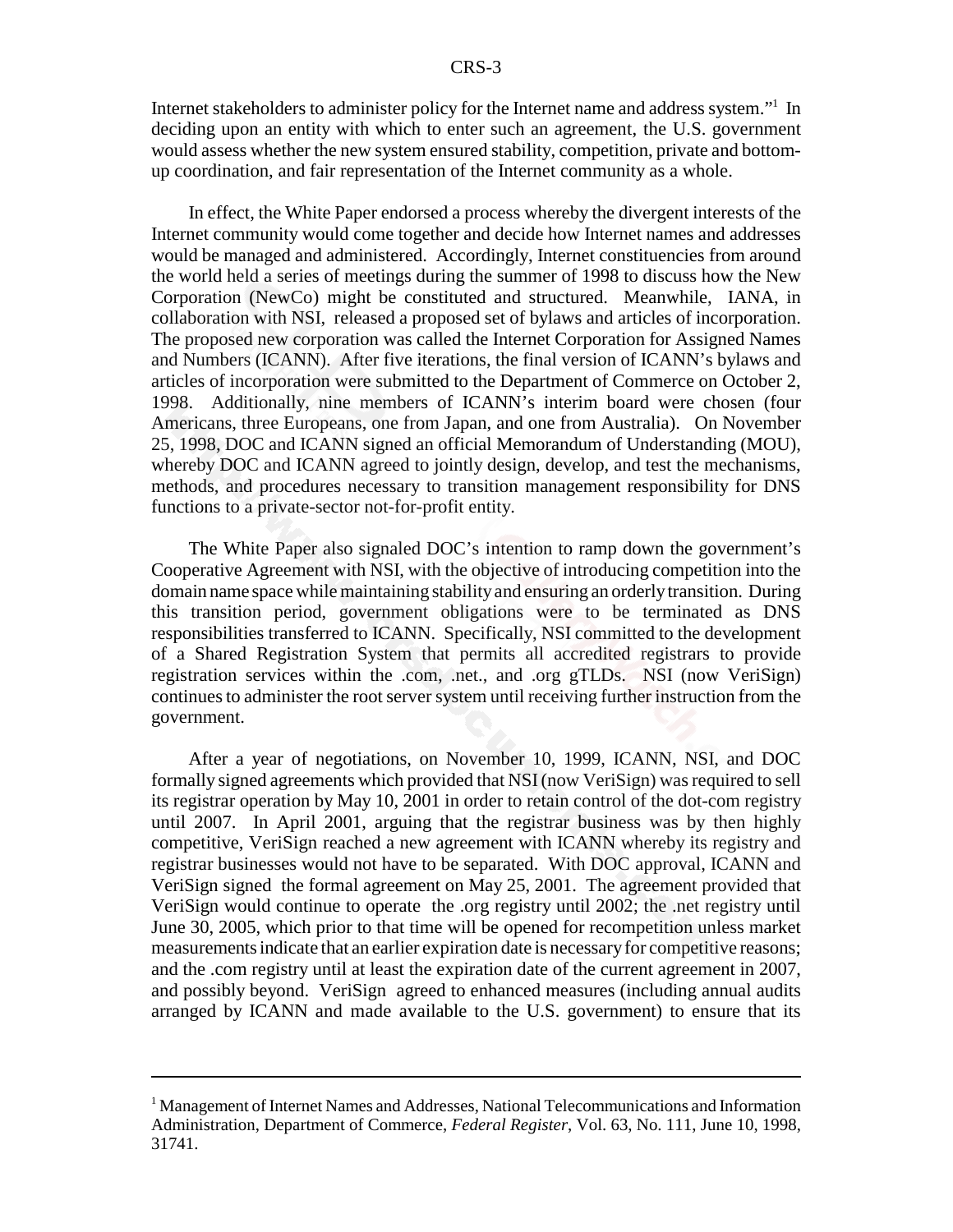Internet stakeholders to administer policy for the Internet name and address system."[1] In deciding upon an entity with which to enter such an agreement, the U.S. government would assess whether the new system ensured stability, competition, private and bottom-up coordination, and fair representation of the Internet community as a whole.

In effect, the White Paper endorsed a process whereby the divergent interests of the Internet community would come together and decide how Internet names and addresses would be managed and administered. Accordingly, Internet constituencies from around the world held a series of meetings during the summer of 1998 to discuss how the New Corporation (NewCo) might be constituted and structured. Meanwhile, IANA, in collaboration with NSI, released a proposed set of bylaws and articles of incorporation. The proposed new corporation was called the Internet Corporation for Assigned Names and Numbers (ICANN). After five iterations, the final version of ICANN's bylaws and articles of incorporation were submitted to the Department of Commerce on October 2, 1998. Additionally, nine members of ICANN's interim board were chosen (four Americans, three Europeans, one from Japan, and one from Australia). On November 25, 1998, DOC and ICANN signed an official Memorandum of Understanding (MOU), whereby DOC and ICANN agreed to jointly design, develop, and test the mechanisms, methods, and procedures necessary to transition management responsibility for DNS functions to a private-sector not-for-profit entity.

The White Paper also signaled DOC's intention to ramp down the government's Cooperative Agreement with NSI, with the objective of introducing competition into the domain name space while maintaining stability and ensuring an orderly transition. During this transition period, government obligations were to be terminated as DNS responsibilities transferred to ICANN. Specifically, NSI committed to the development of a Shared Registration System that permits all accredited registrars to provide registration services within the .com, .net., and .org gTLDs. NSI (now VeriSign) continues to administer the root server system until receiving further instruction from the government.

After a year of negotiations, on November 10, 1999, ICANN, NSI, and DOC formally signed agreements which provided that NSI (now VeriSign) was required to sell its registrar operation by May 10, 2001 in order to retain control of the dot-com registry until 2007. In April 2001, arguing that the registrar business was by then highly competitive, VeriSign reached a new agreement with ICANN whereby its registry and registrar businesses would not have to be separated. With DOC approval, ICANN and VeriSign signed the formal agreement on May 25, 2001. The agreement provided that VeriSign would continue to operate the .org registry until 2002; the .net registry until June 30, 2005, which prior to that time will be opened for recompetition unless market measurements indicate that an earlier expiration date is necessary for competitive reasons; and the .com registry until at least the expiration date of the current agreement in 2007, and possibly beyond. VeriSign agreed to enhanced measures (including annual audits arranged by ICANN and made available to the U.S. government) to ensure that its

---

[1] Management of Internet Names and Addresses, National Telecommunications and Information Administration, Department of Commerce, *Federal Register*, Vol. 63, No. 111, June 10, 1998, 31741.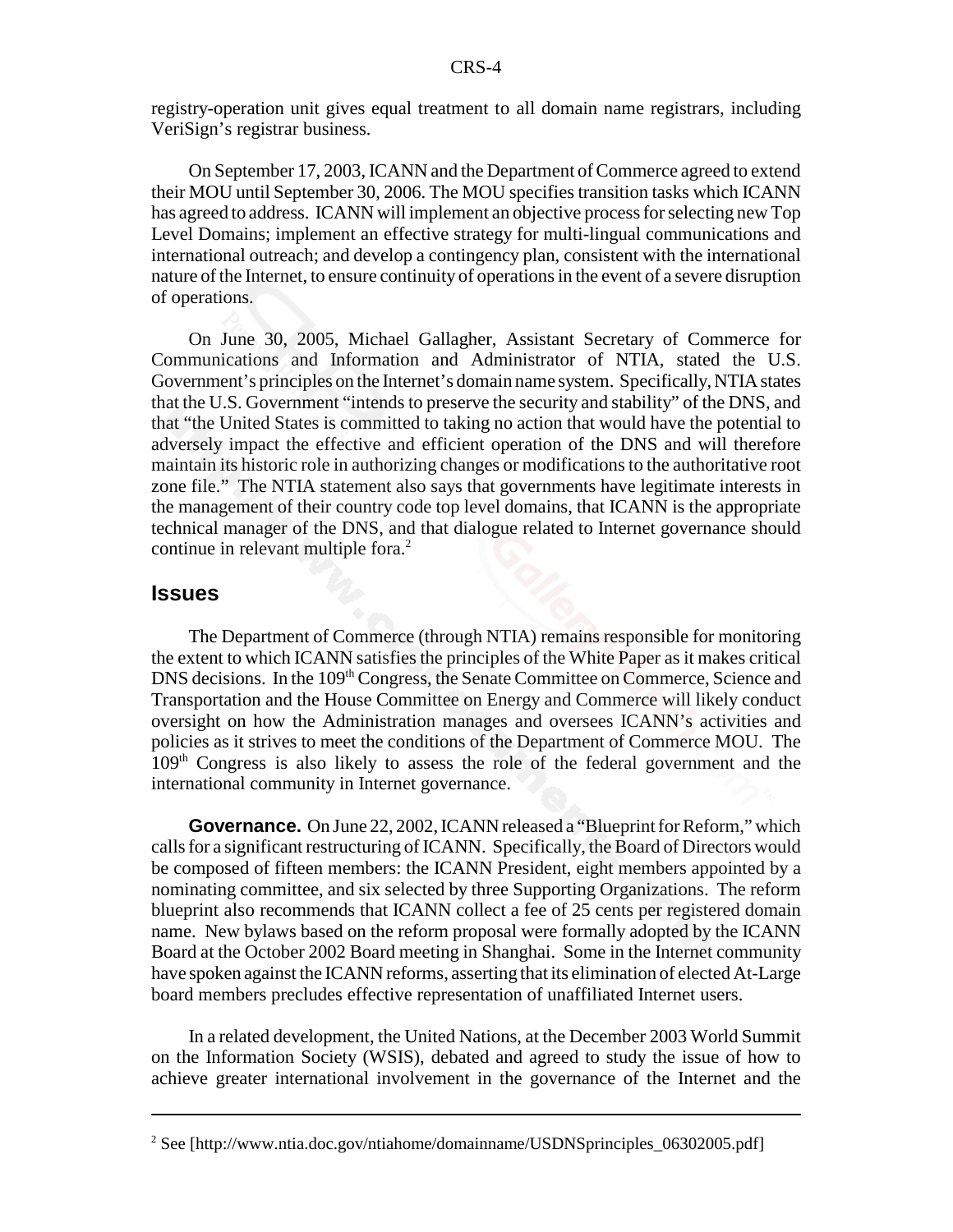registry-operation unit gives equal treatment to all domain name registrars, including VeriSign's registrar business.

On September 17, 2003, ICANN and the Department of Commerce agreed to extend their MOU until September 30, 2006. The MOU specifies transition tasks which ICANN has agreed to address. ICANN will implement an objective process for selecting new Top Level Domains; implement an effective strategy for multi-lingual communications and international outreach; and develop a contingency plan, consistent with the international nature of the Internet, to ensure continuity of operations in the event of a severe disruption of operations.

On June 30, 2005, Michael Gallagher, Assistant Secretary of Commerce for Communications and Information and Administrator of NTIA, stated the U.S. Government's principles on the Internet's domain name system. Specifically, NTIA states that the U.S. Government "intends to preserve the security and stability" of the DNS, and that "the United States is committed to taking no action that would have the potential to adversely impact the effective and efficient operation of the DNS and will therefore maintain its historic role in authorizing changes or modifications to the authoritative root zone file." The NTIA statement also says that governments have legitimate interests in the management of their country code top level domains, that ICANN is the appropriate technical manager of the DNS, and that dialogue related to Internet governance should continue in relevant multiple fora.[2]

## Issues

The Department of Commerce (through NTIA) remains responsible for monitoring the extent to which ICANN satisfies the principles of the White Paper as it makes critical DNS decisions. In the 109th Congress, the Senate Committee on Commerce, Science and Transportation and the House Committee on Energy and Commerce will likely conduct oversight on how the Administration manages and oversees ICANN's activities and policies as it strives to meet the conditions of the Department of Commerce MOU. The 109th Congress is also likely to assess the role of the federal government and the international community in Internet governance.

**Governance.** On June 22, 2002, ICANN released a "Blueprint for Reform," which calls for a significant restructuring of ICANN. Specifically, the Board of Directors would be composed of fifteen members: the ICANN President, eight members appointed by a nominating committee, and six selected by three Supporting Organizations. The reform blueprint also recommends that ICANN collect a fee of 25 cents per registered domain name. New bylaws based on the reform proposal were formally adopted by the ICANN Board at the October 2002 Board meeting in Shanghai. Some in the Internet community have spoken against the ICANN reforms, asserting that its elimination of elected At-Large board members precludes effective representation of unaffiliated Internet users.

In a related development, the United Nations, at the December 2003 World Summit on the Information Society (WSIS), debated and agreed to study the issue of how to achieve greater international involvement in the governance of the Internet and the

---

[2] See [http://www.ntia.doc.gov/ntiahome/domainname/USDNSprinciples_06302005.pdf]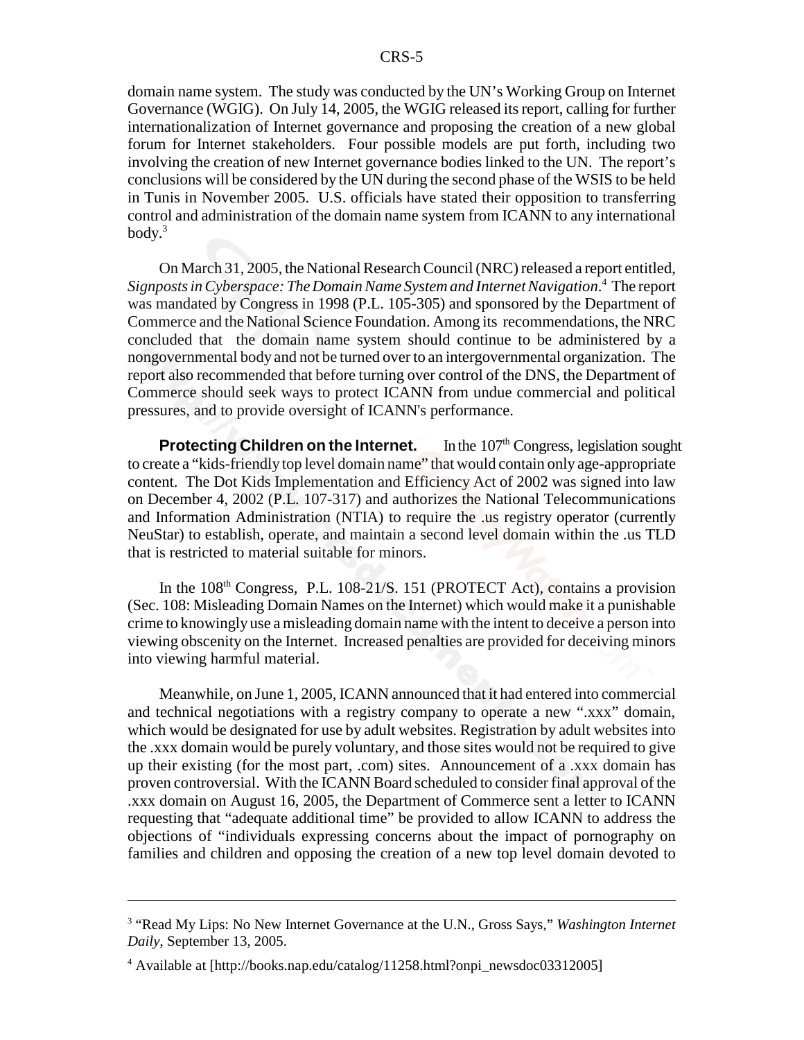domain name system. The study was conducted by the UN's Working Group on Internet Governance (WGIG). On July 14, 2005, the WGIG released its report, calling for further internationalization of Internet governance and proposing the creation of a new global forum for Internet stakeholders. Four possible models are put forth, including two involving the creation of new Internet governance bodies linked to the UN. The report's conclusions will be considered by the UN during the second phase of the WSIS to be held in Tunis in November 2005. U.S. officials have stated their opposition to transferring control and administration of the domain name system from ICANN to any international body.[3]

On March 31, 2005, the National Research Council (NRC) released a report entitled, *Signposts in Cyberspace: The Domain Name System and Internet Navigation*.[4] The report was mandated by Congress in 1998 (P.L. 105-305) and sponsored by the Department of Commerce and the National Science Foundation. Among its recommendations, the NRC concluded that the domain name system should continue to be administered by a nongovernmental body and not be turned over to an intergovernmental organization. The report also recommended that before turning over control of the DNS, the Department of Commerce should seek ways to protect ICANN from undue commercial and political pressures, and to provide oversight of ICANN's performance.

**Protecting Children on the Internet.** In the 107th Congress, legislation sought to create a "kids-friendly top level domain name" that would contain only age-appropriate content. The Dot Kids Implementation and Efficiency Act of 2002 was signed into law on December 4, 2002 (P.L. 107-317) and authorizes the National Telecommunications and Information Administration (NTIA) to require the .us registry operator (currently NeuStar) to establish, operate, and maintain a second level domain within the .us TLD that is restricted to material suitable for minors.

In the 108th Congress, P.L. 108-21/S. 151 (PROTECT Act), contains a provision (Sec. 108: Misleading Domain Names on the Internet) which would make it a punishable crime to knowingly use a misleading domain name with the intent to deceive a person into viewing obscenity on the Internet. Increased penalties are provided for deceiving minors into viewing harmful material.

Meanwhile, on June 1, 2005, ICANN announced that it had entered into commercial and technical negotiations with a registry company to operate a new ".xxx" domain, which would be designated for use by adult websites. Registration by adult websites into the .xxx domain would be purely voluntary, and those sites would not be required to give up their existing (for the most part, .com) sites. Announcement of a .xxx domain has proven controversial. With the ICANN Board scheduled to consider final approval of the .xxx domain on August 16, 2005, the Department of Commerce sent a letter to ICANN requesting that "adequate additional time" be provided to allow ICANN to address the objections of "individuals expressing concerns about the impact of pornography on families and children and opposing the creation of a new top level domain devoted to

---

[3] "Read My Lips: No New Internet Governance at the U.N., Gross Says," *Washington Internet Daily*, September 13, 2005.

[4] Available at [http://books.nap.edu/catalog/11258.html?onpi_newsdoc03312005]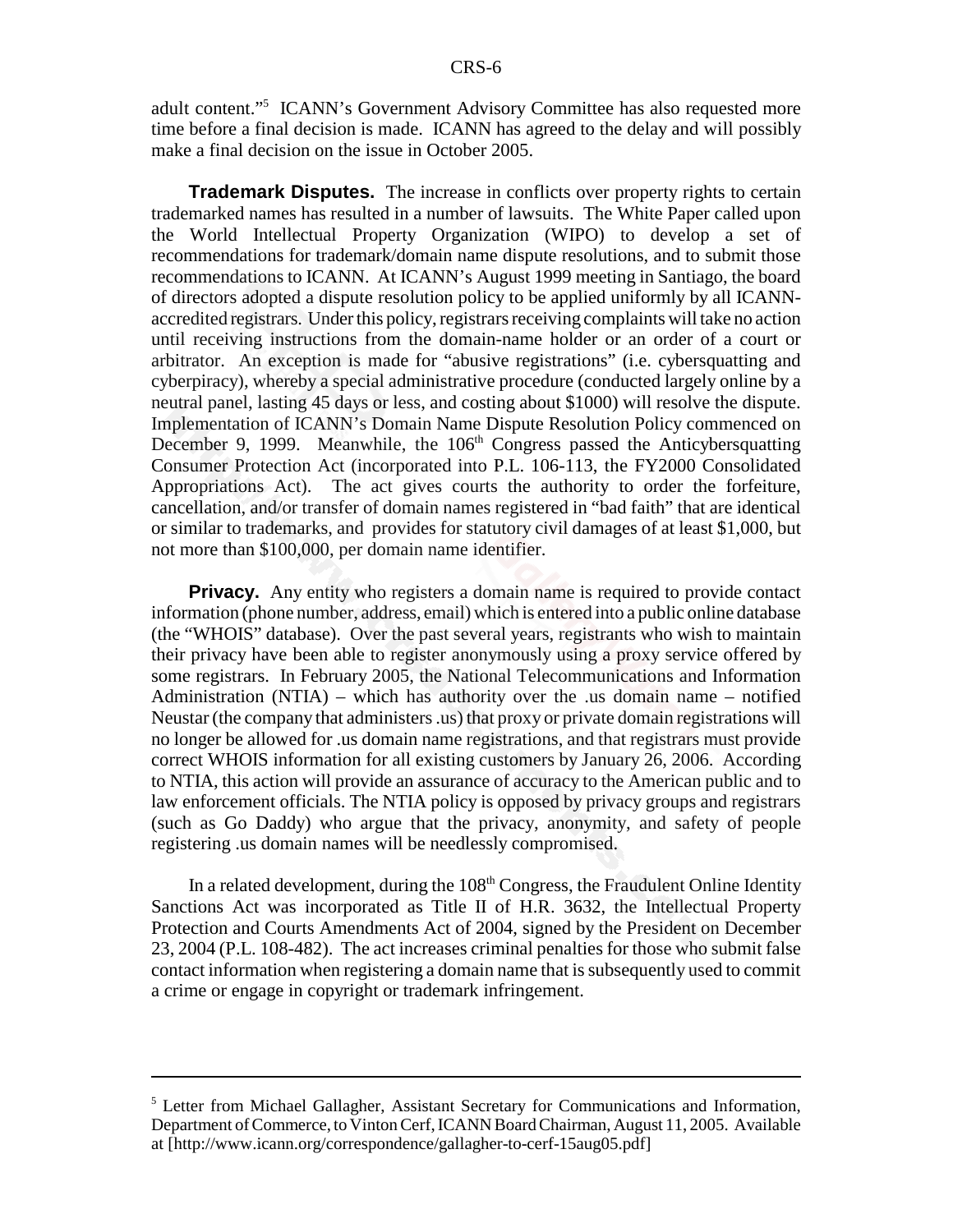adult content."[5] ICANN's Government Advisory Committee has also requested more time before a final decision is made. ICANN has agreed to the delay and will possibly make a final decision on the issue in October 2005.

**Trademark Disputes.** The increase in conflicts over property rights to certain trademarked names has resulted in a number of lawsuits. The White Paper called upon the World Intellectual Property Organization (WIPO) to develop a set of recommendations for trademark/domain name dispute resolutions, and to submit those recommendations to ICANN. At ICANN's August 1999 meeting in Santiago, the board of directors adopted a dispute resolution policy to be applied uniformly by all ICANN-accredited registrars. Under this policy, registrars receiving complaints will take no action until receiving instructions from the domain-name holder or an order of a court or arbitrator. An exception is made for "abusive registrations" (i.e. cybersquatting and cyberpiracy), whereby a special administrative procedure (conducted largely online by a neutral panel, lasting 45 days or less, and costing about $1000) will resolve the dispute. Implementation of ICANN's Domain Name Dispute Resolution Policy commenced on December 9, 1999. Meanwhile, the 106th Congress passed the Anticybersquatting Consumer Protection Act (incorporated into P.L. 106-113, the FY2000 Consolidated Appropriations Act). The act gives courts the authority to order the forfeiture, cancellation, and/or transfer of domain names registered in "bad faith" that are identical or similar to trademarks, and provides for statutory civil damages of at least $1,000, but not more than $100,000, per domain name identifier.

**Privacy.** Any entity who registers a domain name is required to provide contact information (phone number, address, email) which is entered into a public online database (the "WHOIS" database). Over the past several years, registrants who wish to maintain their privacy have been able to register anonymously using a proxy service offered by some registrars. In February 2005, the National Telecommunications and Information Administration (NTIA) – which has authority over the .us domain name – notified Neustar (the company that administers .us) that proxy or private domain registrations will no longer be allowed for .us domain name registrations, and that registrars must provide correct WHOIS information for all existing customers by January 26, 2006. According to NTIA, this action will provide an assurance of accuracy to the American public and to law enforcement officials. The NTIA policy is opposed by privacy groups and registrars (such as Go Daddy) who argue that the privacy, anonymity, and safety of people registering .us domain names will be needlessly compromised.

In a related development, during the 108th Congress, the Fraudulent Online Identity Sanctions Act was incorporated as Title II of H.R. 3632, the Intellectual Property Protection and Courts Amendments Act of 2004, signed by the President on December 23, 2004 (P.L. 108-482). The act increases criminal penalties for those who submit false contact information when registering a domain name that is subsequently used to commit a crime or engage in copyright or trademark infringement.

---

[5] Letter from Michael Gallagher, Assistant Secretary for Communications and Information, Department of Commerce, to Vinton Cerf, ICANN Board Chairman, August 11, 2005. Available at [http://www.icann.org/correspondence/gallagher-to-cerf-15aug05.pdf]